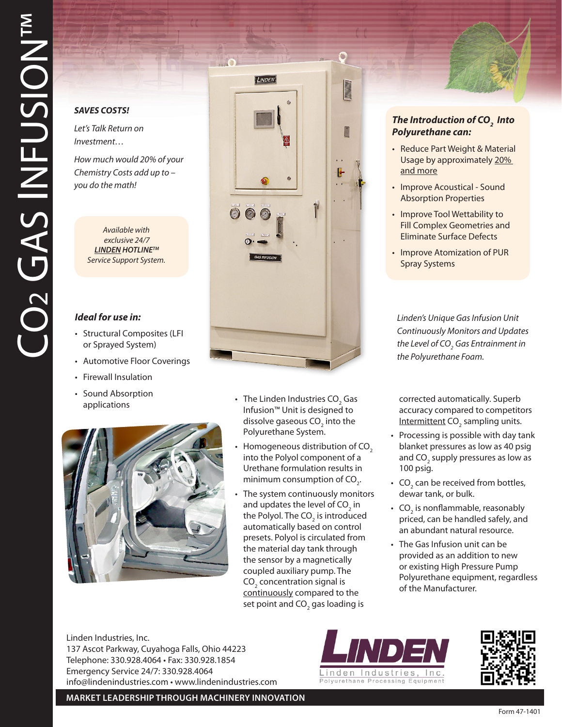# $CO_2$ GAS INFUSION™

***SAVES COSTS!***

*Let's Talk Return on Investment…*

*How much would 20% of your Chemistry Costs add up to – you do the math!*

*Available with exclusive 24/7* ***LINDEN HOTLINE™*** *Service Support System.*

***Ideal for use in:***

- Structural Composites (LFI or Sprayed System)
- Automotive Floor Coverings
- Firewall Insulation
- Sound Absorption applications

***The Introduction of $CO_2$ Into Polyurethane can:***

- Reduce Part Weight & Material Usage by approximately 20% and more
- Improve Acoustical - Sound Absorption Properties
- Improve Tool Wettability to Fill Complex Geometries and Eliminate Surface Defects
- Improve Atomization of PUR Spray Systems

*Linden's Unique Gas Infusion Unit Continuously Monitors and Updates the Level of $CO_2$ Gas Entrainment in the Polyurethane Foam.*

- The Linden Industries $CO_2$ Gas Infusion™ Unit is designed to dissolve gaseous $CO_2$ into the Polyurethane System.
- Homogeneous distribution of $CO_2$ into the Polyol component of a Urethane formulation results in minimum consumption of $CO_2$.
- The system continuously monitors and updates the level of $CO_2$ in the Polyol. The $CO_2$ is introduced automatically based on control presets. Polyol is circulated from the material day tank through the sensor by a magnetically coupled auxiliary pump. The $CO_2$ concentration signal is continuously compared to the set point and $CO_2$ gas loading is corrected automatically. Superb accuracy compared to competitors Intermittent $CO_2$ sampling units.
- Processing is possible with day tank blanket pressures as low as 40 psig and $CO_2$ supply pressures as low as 100 psig.
- $CO_2$ can be received from bottles, dewar tank, or bulk.
- $CO_2$ is nonflammable, reasonably priced, can be handled safely, and an abundant natural resource.
- The Gas Infusion unit can be provided as an addition to new or existing High Pressure Pump Polyurethane equipment, regardless of the Manufacturer.

Linden Industries, Inc.
137 Ascot Parkway, Cuyahoga Falls, Ohio 44223
Telephone: 330.928.4064 • Fax: 330.928.1854
Emergency Service 24/7: 330.928.4064
info@lindenindustries.com • www.lindenindustries.com

LINDEN
Linden Industries, Inc.
Polyurethane Processing Equipment

**MARKET LEADERSHIP THROUGH MACHINERY INNOVATION**

Form 47-1401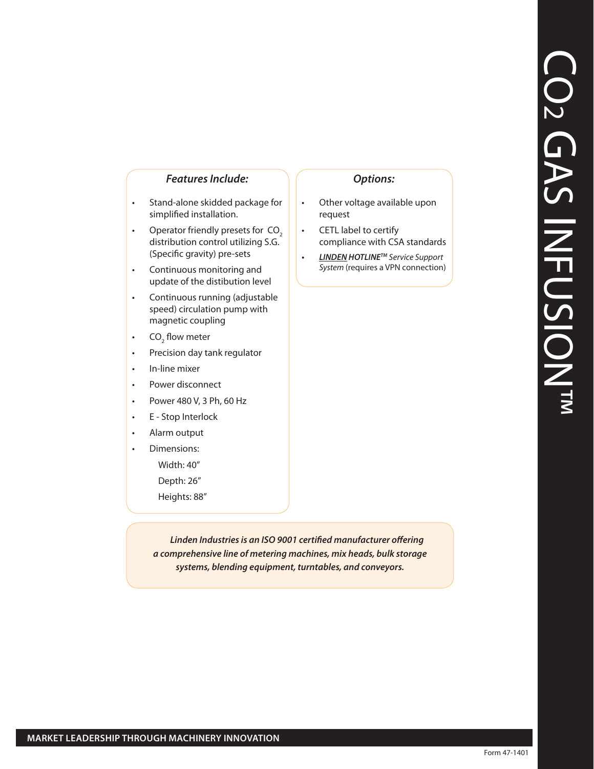# $CO_2$ GAS INFUSION™

### *Features Include:*

- Stand-alone skidded package for simplified installation.
- Operator friendly presets for $CO_2$ distribution control utilizing S.G. (Specific gravity) pre-sets
- Continuous monitoring and update of the distibution level
- Continuous running (adjustable speed) circulation pump with magnetic coupling
- $CO_2$ flow meter
- Precision day tank regulator
- In-line mixer
- Power disconnect
- Power 480 V, 3 Ph, 60 Hz
- E - Stop Interlock
- Alarm output
- Dimensions:

  Width: 40″

  Depth: 26″

  Heights: 88″

### *Options:*

- Other voltage available upon request
- CETL label to certify compliance with CSA standards
- ***LINDEN* HOTLINE™** *Service Support System* (requires a VPN connection)

***Linden Industries is an ISO 9001 certified manufacturer offering a comprehensive line of metering machines, mix heads, bulk storage systems, blending equipment, turntables, and conveyors.***

**MARKET LEADERSHIP THROUGH MACHINERY INNOVATION**

Form 47-1401